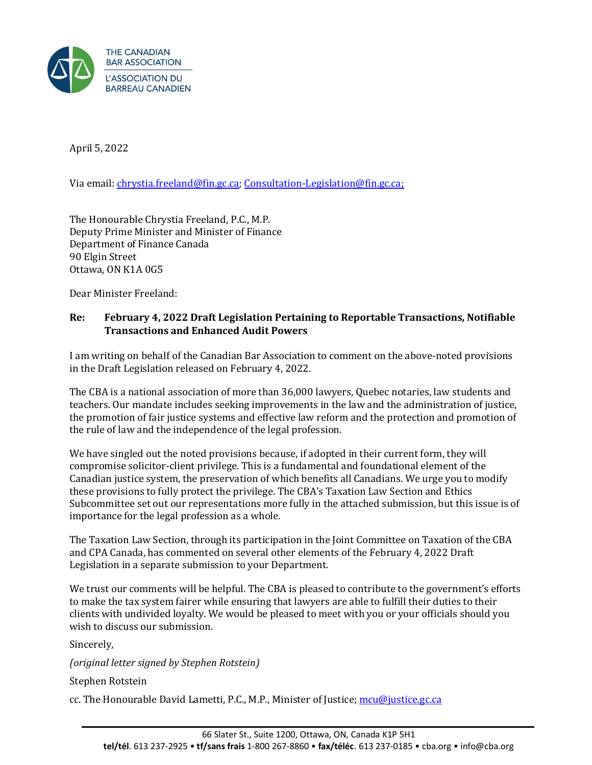THE CANADIAN BAR ASSOCIATION
L'ASSOCIATION DU BARREAU CANADIEN

April 5, 2022

Via email: chrystia.freeland@fin.gc.ca; Consultation-Legislation@fin.gc.ca;

The Honourable Chrystia Freeland, P.C., M.P.
Deputy Prime Minister and Minister of Finance
Department of Finance Canada
90 Elgin Street
Ottawa, ON K1A 0G5

Dear Minister Freeland:

**Re: February 4, 2022 Draft Legislation Pertaining to Reportable Transactions, Notifiable Transactions and Enhanced Audit Powers**

I am writing on behalf of the Canadian Bar Association to comment on the above-noted provisions in the Draft Legislation released on February 4, 2022.

The CBA is a national association of more than 36,000 lawyers, Quebec notaries, law students and teachers. Our mandate includes seeking improvements in the law and the administration of justice, the promotion of fair justice systems and effective law reform and the protection and promotion of the rule of law and the independence of the legal profession.

We have singled out the noted provisions because, if adopted in their current form, they will compromise solicitor-client privilege. This is a fundamental and foundational element of the Canadian justice system, the preservation of which benefits all Canadians. We urge you to modify these provisions to fully protect the privilege. The CBA's Taxation Law Section and Ethics Subcommittee set out our representations more fully in the attached submission, but this issue is of importance for the legal profession as a whole.

The Taxation Law Section, through its participation in the Joint Committee on Taxation of the CBA and CPA Canada, has commented on several other elements of the February 4, 2022 Draft Legislation in a separate submission to your Department.

We trust our comments will be helpful. The CBA is pleased to contribute to the government's efforts to make the tax system fairer while ensuring that lawyers are able to fulfill their duties to their clients with undivided loyalty. We would be pleased to meet with you or your officials should you wish to discuss our submission.

Sincerely,

*(original letter signed by Stephen Rotstein)*

Stephen Rotstein

cc. The Honourable David Lametti, P.C., M.P., Minister of Justice; mcu@justice.gc.ca

66 Slater St., Suite 1200, Ottawa, ON, Canada K1P 5H1
**tel/tél**. 613 237-2925 • **tf/sans frais** 1-800 267-8860 • **fax/téléc**. 613 237-0185 • cba.org • info@cba.org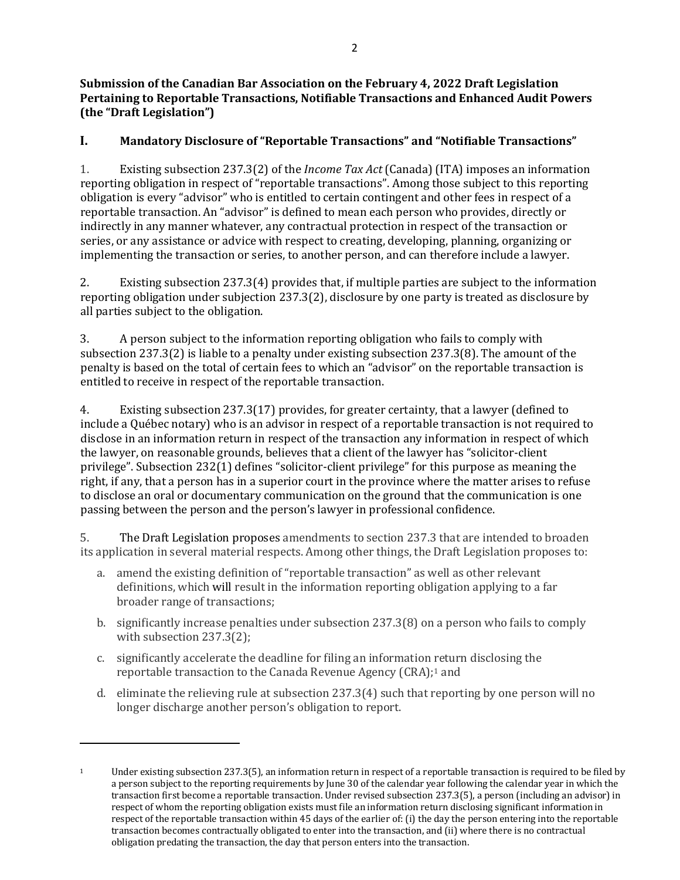**Submission of the Canadian Bar Association on the February 4, 2022 Draft Legislation Pertaining to Reportable Transactions, Notifiable Transactions and Enhanced Audit Powers (the "Draft Legislation")**

## I. Mandatory Disclosure of "Reportable Transactions" and "Notifiable Transactions"

1. Existing subsection 237.3(2) of the *Income Tax Act* (Canada) (ITA) imposes an information reporting obligation in respect of "reportable transactions". Among those subject to this reporting obligation is every "advisor" who is entitled to certain contingent and other fees in respect of a reportable transaction. An "advisor" is defined to mean each person who provides, directly or indirectly in any manner whatever, any contractual protection in respect of the transaction or series, or any assistance or advice with respect to creating, developing, planning, organizing or implementing the transaction or series, to another person, and can therefore include a lawyer.

2. Existing subsection 237.3(4) provides that, if multiple parties are subject to the information reporting obligation under subjection 237.3(2), disclosure by one party is treated as disclosure by all parties subject to the obligation.

3. A person subject to the information reporting obligation who fails to comply with subsection 237.3(2) is liable to a penalty under existing subsection 237.3(8). The amount of the penalty is based on the total of certain fees to which an "advisor" on the reportable transaction is entitled to receive in respect of the reportable transaction.

4. Existing subsection 237.3(17) provides, for greater certainty, that a lawyer (defined to include a Québec notary) who is an advisor in respect of a reportable transaction is not required to disclose in an information return in respect of the transaction any information in respect of which the lawyer, on reasonable grounds, believes that a client of the lawyer has "solicitor-client privilege". Subsection 232(1) defines "solicitor-client privilege" for this purpose as meaning the right, if any, that a person has in a superior court in the province where the matter arises to refuse to disclose an oral or documentary communication on the ground that the communication is one passing between the person and the person's lawyer in professional confidence.

5. The Draft Legislation proposes amendments to section 237.3 that are intended to broaden its application in several material respects. Among other things, the Draft Legislation proposes to:

   a. amend the existing definition of "reportable transaction" as well as other relevant definitions, which will result in the information reporting obligation applying to a far broader range of transactions;

   b. significantly increase penalties under subsection 237.3(8) on a person who fails to comply with subsection 237.3(2);

   c. significantly accelerate the deadline for filing an information return disclosing the reportable transaction to the Canada Revenue Agency (CRA);[1] and

   d. eliminate the relieving rule at subsection 237.3(4) such that reporting by one person will no longer discharge another person's obligation to report.

---

[1] Under existing subsection 237.3(5), an information return in respect of a reportable transaction is required to be filed by a person subject to the reporting requirements by June 30 of the calendar year following the calendar year in which the transaction first become a reportable transaction. Under revised subsection 237.3(5), a person (including an advisor) in respect of whom the reporting obligation exists must file an information return disclosing significant information in respect of the reportable transaction within 45 days of the earlier of: (i) the day the person entering into the reportable transaction becomes contractually obligated to enter into the transaction, and (ii) where there is no contractual obligation predating the transaction, the day that person enters into the transaction.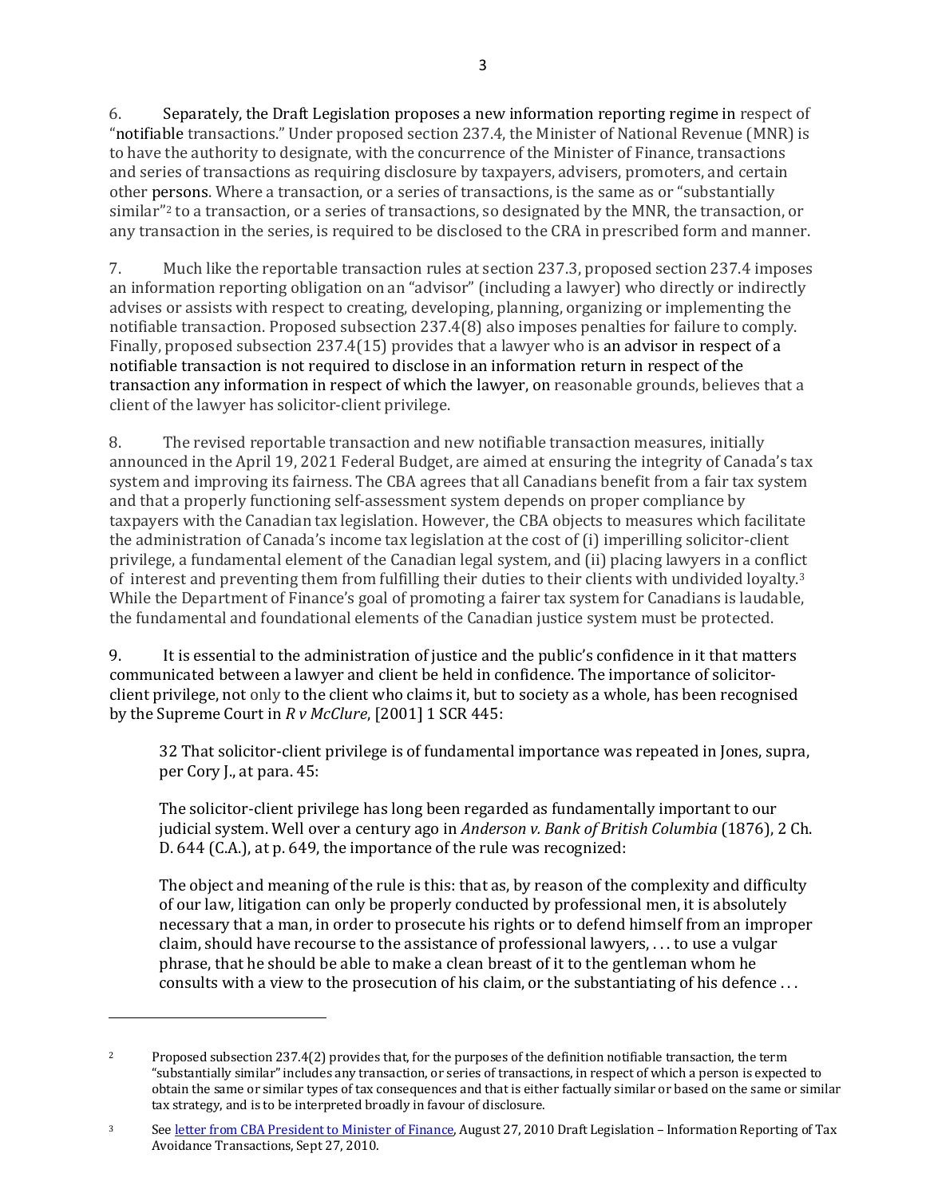6. Separately, the Draft Legislation proposes a new information reporting regime in respect of "notifiable transactions." Under proposed section 237.4, the Minister of National Revenue (MNR) is to have the authority to designate, with the concurrence of the Minister of Finance, transactions and series of transactions as requiring disclosure by taxpayers, advisers, promoters, and certain other persons. Where a transaction, or a series of transactions, is the same as or "substantially similar"[2] to a transaction, or a series of transactions, so designated by the MNR, the transaction, or any transaction in the series, is required to be disclosed to the CRA in prescribed form and manner.

7. Much like the reportable transaction rules at section 237.3, proposed section 237.4 imposes an information reporting obligation on an "advisor" (including a lawyer) who directly or indirectly advises or assists with respect to creating, developing, planning, organizing or implementing the notifiable transaction. Proposed subsection 237.4(8) also imposes penalties for failure to comply. Finally, proposed subsection 237.4(15) provides that a lawyer who is an advisor in respect of a notifiable transaction is not required to disclose in an information return in respect of the transaction any information in respect of which the lawyer, on reasonable grounds, believes that a client of the lawyer has solicitor-client privilege.

8. The revised reportable transaction and new notifiable transaction measures, initially announced in the April 19, 2021 Federal Budget, are aimed at ensuring the integrity of Canada's tax system and improving its fairness. The CBA agrees that all Canadians benefit from a fair tax system and that a properly functioning self-assessment system depends on proper compliance by taxpayers with the Canadian tax legislation. However, the CBA objects to measures which facilitate the administration of Canada's income tax legislation at the cost of (i) imperilling solicitor-client privilege, a fundamental element of the Canadian legal system, and (ii) placing lawyers in a conflict of interest and preventing them from fulfilling their duties to their clients with undivided loyalty.[3] While the Department of Finance's goal of promoting a fairer tax system for Canadians is laudable, the fundamental and foundational elements of the Canadian justice system must be protected.

9. It is essential to the administration of justice and the public's confidence in it that matters communicated between a lawyer and client be held in confidence. The importance of solicitor-client privilege, not only to the client who claims it, but to society as a whole, has been recognised by the Supreme Court in *R v McClure*, [2001] 1 SCR 445:

> 32 That solicitor-client privilege is of fundamental importance was repeated in Jones, supra, per Cory J., at para. 45:
>
> The solicitor-client privilege has long been regarded as fundamentally important to our judicial system. Well over a century ago in *Anderson v. Bank of British Columbia* (1876), 2 Ch. D. 644 (C.A.), at p. 649, the importance of the rule was recognized:
>
> The object and meaning of the rule is this: that as, by reason of the complexity and difficulty of our law, litigation can only be properly conducted by professional men, it is absolutely necessary that a man, in order to prosecute his rights or to defend himself from an improper claim, should have recourse to the assistance of professional lawyers, . . . to use a vulgar phrase, that he should be able to make a clean breast of it to the gentleman whom he consults with a view to the prosecution of his claim, or the substantiating of his defence . . .

---

[2] Proposed subsection 237.4(2) provides that, for the purposes of the definition notifiable transaction, the term "substantially similar" includes any transaction, or series of transactions, in respect of which a person is expected to obtain the same or similar types of tax consequences and that is either factually similar or based on the same or similar tax strategy, and is to be interpreted broadly in favour of disclosure.

[3] See letter from CBA President to Minister of Finance, August 27, 2010 Draft Legislation – Information Reporting of Tax Avoidance Transactions, Sept 27, 2010.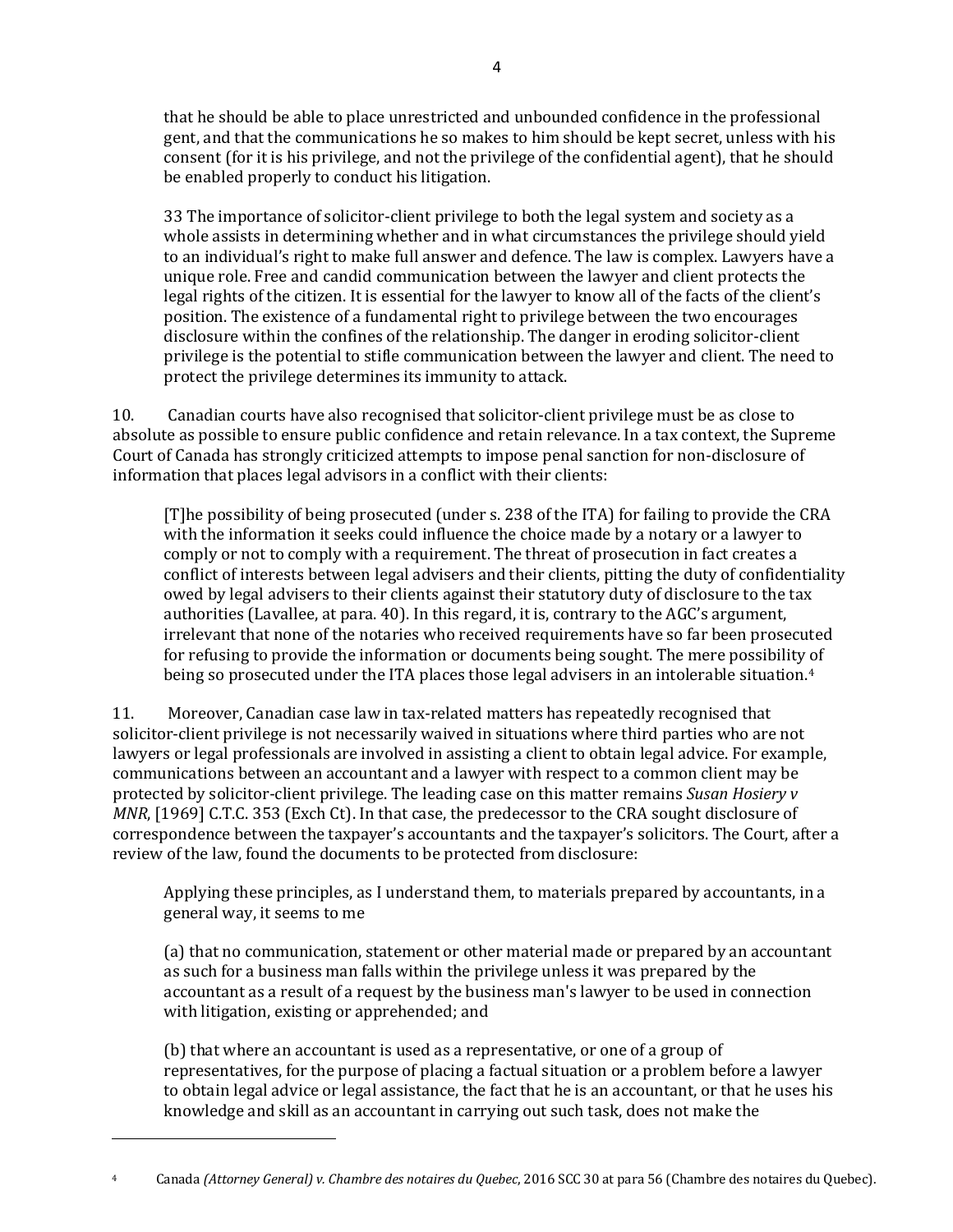> that he should be able to place unrestricted and unbounded confidence in the professional gent, and that the communications he so makes to him should be kept secret, unless with his consent (for it is his privilege, and not the privilege of the confidential agent), that he should be enabled properly to conduct his litigation.
>
> 33 The importance of solicitor-client privilege to both the legal system and society as a whole assists in determining whether and in what circumstances the privilege should yield to an individual's right to make full answer and defence. The law is complex. Lawyers have a unique role. Free and candid communication between the lawyer and client protects the legal rights of the citizen. It is essential for the lawyer to know all of the facts of the client's position. The existence of a fundamental right to privilege between the two encourages disclosure within the confines of the relationship. The danger in eroding solicitor-client privilege is the potential to stifle communication between the lawyer and client. The need to protect the privilege determines its immunity to attack.

10. Canadian courts have also recognised that solicitor-client privilege must be as close to absolute as possible to ensure public confidence and retain relevance. In a tax context, the Supreme Court of Canada has strongly criticized attempts to impose penal sanction for non-disclosure of information that places legal advisors in a conflict with their clients:

> [T]he possibility of being prosecuted (under s. 238 of the ITA) for failing to provide the CRA with the information it seeks could influence the choice made by a notary or a lawyer to comply or not to comply with a requirement. The threat of prosecution in fact creates a conflict of interests between legal advisers and their clients, pitting the duty of confidentiality owed by legal advisers to their clients against their statutory duty of disclosure to the tax authorities (Lavallee, at para. 40). In this regard, it is, contrary to the AGC's argument, irrelevant that none of the notaries who received requirements have so far been prosecuted for refusing to provide the information or documents being sought. The mere possibility of being so prosecuted under the ITA places those legal advisers in an intolerable situation.[4]

11. Moreover, Canadian case law in tax-related matters has repeatedly recognised that solicitor-client privilege is not necessarily waived in situations where third parties who are not lawyers or legal professionals are involved in assisting a client to obtain legal advice. For example, communications between an accountant and a lawyer with respect to a common client may be protected by solicitor-client privilege. The leading case on this matter remains *Susan Hosiery v MNR*, [1969] C.T.C. 353 (Exch Ct). In that case, the predecessor to the CRA sought disclosure of correspondence between the taxpayer's accountants and the taxpayer's solicitors. The Court, after a review of the law, found the documents to be protected from disclosure:

> Applying these principles, as I understand them, to materials prepared by accountants, in a general way, it seems to me
>
> (a) that no communication, statement or other material made or prepared by an accountant as such for a business man falls within the privilege unless it was prepared by the accountant as a result of a request by the business man's lawyer to be used in connection with litigation, existing or apprehended; and
>
> (b) that where an accountant is used as a representative, or one of a group of representatives, for the purpose of placing a factual situation or a problem before a lawyer to obtain legal advice or legal assistance, the fact that he is an accountant, or that he uses his knowledge and skill as an accountant in carrying out such task, does not make the

---

[4] Canada *(Attorney General) v. Chambre des notaires du Quebec*, 2016 SCC 30 at para 56 (Chambre des notaires du Quebec).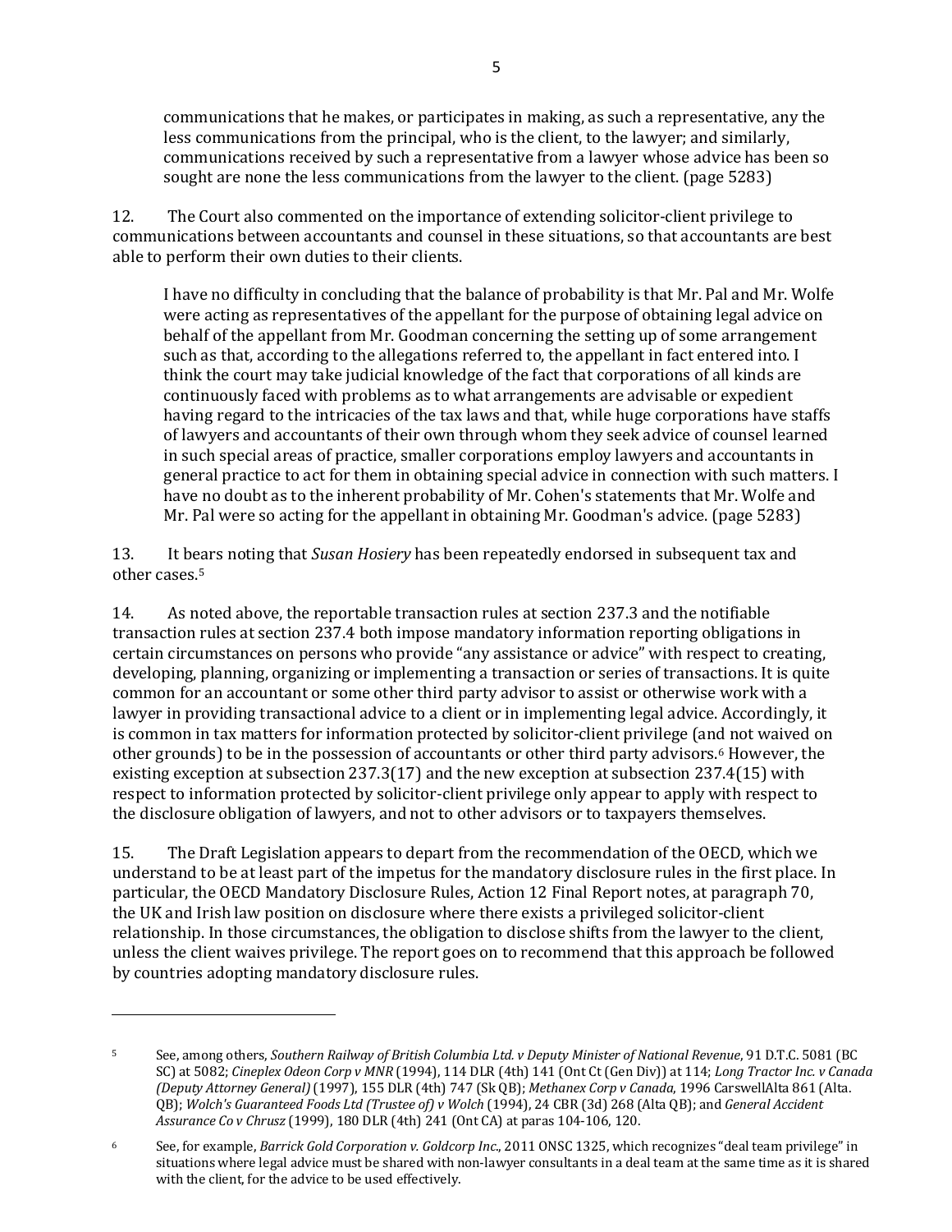> communications that he makes, or participates in making, as such a representative, any the less communications from the principal, who is the client, to the lawyer; and similarly, communications received by such a representative from a lawyer whose advice has been so sought are none the less communications from the lawyer to the client. (page 5283)

12. The Court also commented on the importance of extending solicitor-client privilege to communications between accountants and counsel in these situations, so that accountants are best able to perform their own duties to their clients.

> I have no difficulty in concluding that the balance of probability is that Mr. Pal and Mr. Wolfe were acting as representatives of the appellant for the purpose of obtaining legal advice on behalf of the appellant from Mr. Goodman concerning the setting up of some arrangement such as that, according to the allegations referred to, the appellant in fact entered into. I think the court may take judicial knowledge of the fact that corporations of all kinds are continuously faced with problems as to what arrangements are advisable or expedient having regard to the intricacies of the tax laws and that, while huge corporations have staffs of lawyers and accountants of their own through whom they seek advice of counsel learned in such special areas of practice, smaller corporations employ lawyers and accountants in general practice to act for them in obtaining special advice in connection with such matters. I have no doubt as to the inherent probability of Mr. Cohen's statements that Mr. Wolfe and Mr. Pal were so acting for the appellant in obtaining Mr. Goodman's advice. (page 5283)

13. It bears noting that *Susan Hosiery* has been repeatedly endorsed in subsequent tax and other cases.[5]

14. As noted above, the reportable transaction rules at section 237.3 and the notifiable transaction rules at section 237.4 both impose mandatory information reporting obligations in certain circumstances on persons who provide "any assistance or advice" with respect to creating, developing, planning, organizing or implementing a transaction or series of transactions. It is quite common for an accountant or some other third party advisor to assist or otherwise work with a lawyer in providing transactional advice to a client or in implementing legal advice. Accordingly, it is common in tax matters for information protected by solicitor-client privilege (and not waived on other grounds) to be in the possession of accountants or other third party advisors.[6] However, the existing exception at subsection 237.3(17) and the new exception at subsection 237.4(15) with respect to information protected by solicitor-client privilege only appear to apply with respect to the disclosure obligation of lawyers, and not to other advisors or to taxpayers themselves.

15. The Draft Legislation appears to depart from the recommendation of the OECD, which we understand to be at least part of the impetus for the mandatory disclosure rules in the first place. In particular, the OECD Mandatory Disclosure Rules, Action 12 Final Report notes, at paragraph 70, the UK and Irish law position on disclosure where there exists a privileged solicitor-client relationship. In those circumstances, the obligation to disclose shifts from the lawyer to the client, unless the client waives privilege. The report goes on to recommend that this approach be followed by countries adopting mandatory disclosure rules.

---

[5] See, among others, *Southern Railway of British Columbia Ltd. v Deputy Minister of National Revenue*, 91 D.T.C. 5081 (BC SC) at 5082; *Cineplex Odeon Corp v MNR* (1994), 114 DLR (4th) 141 (Ont Ct (Gen Div)) at 114; *Long Tractor Inc. v Canada (Deputy Attorney General)* (1997), 155 DLR (4th) 747 (Sk QB); *Methanex Corp v Canada*, 1996 CarswellAlta 861 (Alta. QB); *Wolch's Guaranteed Foods Ltd (Trustee of) v Wolch* (1994), 24 CBR (3d) 268 (Alta QB); and *General Accident Assurance Co v Chrusz* (1999), 180 DLR (4th) 241 (Ont CA) at paras 104-106, 120.

[6] See, for example, *Barrick Gold Corporation v. Goldcorp Inc.*, 2011 ONSC 1325, which recognizes "deal team privilege" in situations where legal advice must be shared with non-lawyer consultants in a deal team at the same time as it is shared with the client, for the advice to be used effectively.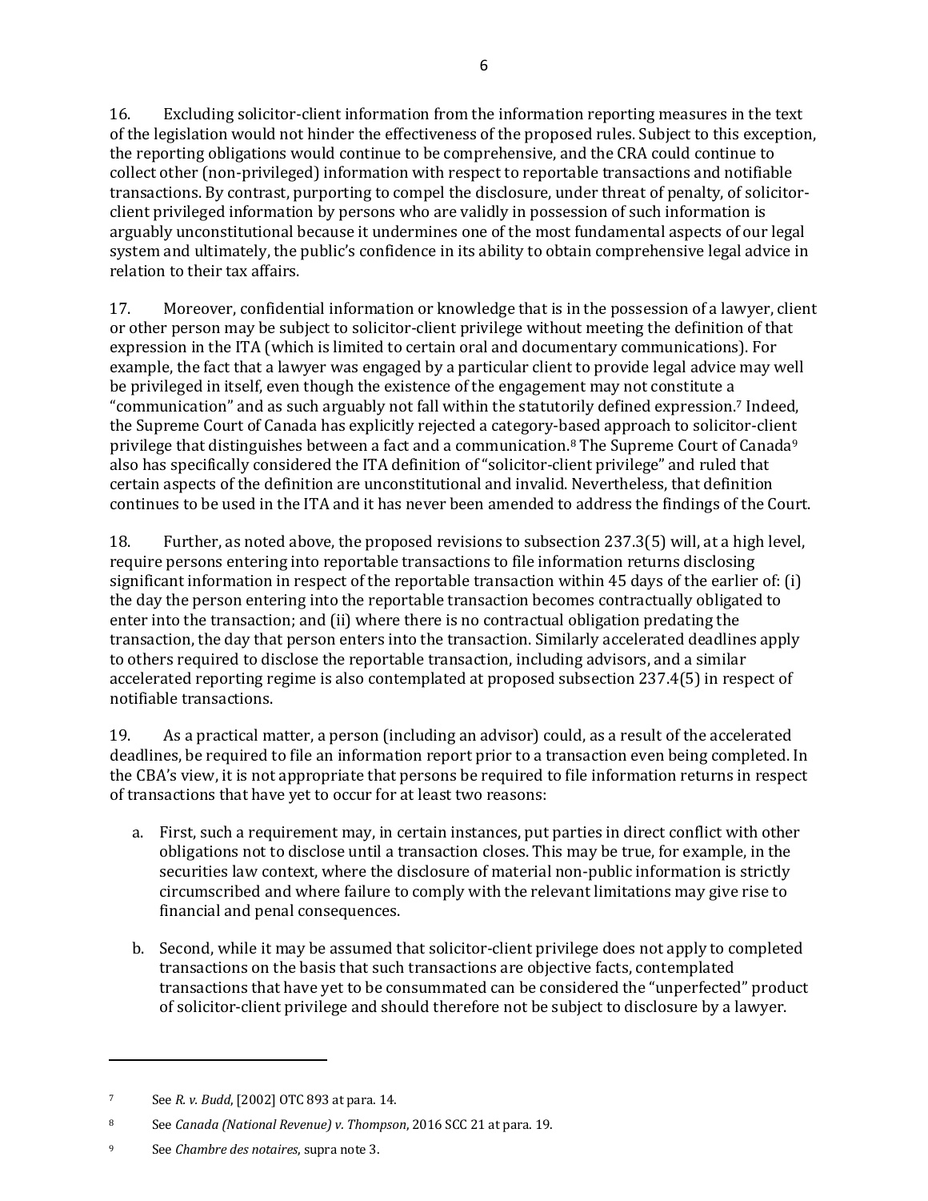16. Excluding solicitor-client information from the information reporting measures in the text of the legislation would not hinder the effectiveness of the proposed rules. Subject to this exception, the reporting obligations would continue to be comprehensive, and the CRA could continue to collect other (non-privileged) information with respect to reportable transactions and notifiable transactions. By contrast, purporting to compel the disclosure, under threat of penalty, of solicitor-client privileged information by persons who are validly in possession of such information is arguably unconstitutional because it undermines one of the most fundamental aspects of our legal system and ultimately, the public's confidence in its ability to obtain comprehensive legal advice in relation to their tax affairs.

17. Moreover, confidential information or knowledge that is in the possession of a lawyer, client or other person may be subject to solicitor-client privilege without meeting the definition of that expression in the ITA (which is limited to certain oral and documentary communications). For example, the fact that a lawyer was engaged by a particular client to provide legal advice may well be privileged in itself, even though the existence of the engagement may not constitute a "communication" and as such arguably not fall within the statutorily defined expression.[7] Indeed, the Supreme Court of Canada has explicitly rejected a category-based approach to solicitor-client privilege that distinguishes between a fact and a communication.[8] The Supreme Court of Canada[9] also has specifically considered the ITA definition of "solicitor-client privilege" and ruled that certain aspects of the definition are unconstitutional and invalid. Nevertheless, that definition continues to be used in the ITA and it has never been amended to address the findings of the Court.

18. Further, as noted above, the proposed revisions to subsection 237.3(5) will, at a high level, require persons entering into reportable transactions to file information returns disclosing significant information in respect of the reportable transaction within 45 days of the earlier of: (i) the day the person entering into the reportable transaction becomes contractually obligated to enter into the transaction; and (ii) where there is no contractual obligation predating the transaction, the day that person enters into the transaction. Similarly accelerated deadlines apply to others required to disclose the reportable transaction, including advisors, and a similar accelerated reporting regime is also contemplated at proposed subsection 237.4(5) in respect of notifiable transactions.

19. As a practical matter, a person (including an advisor) could, as a result of the accelerated deadlines, be required to file an information report prior to a transaction even being completed. In the CBA's view, it is not appropriate that persons be required to file information returns in respect of transactions that have yet to occur for at least two reasons:

a. First, such a requirement may, in certain instances, put parties in direct conflict with other obligations not to disclose until a transaction closes. This may be true, for example, in the securities law context, where the disclosure of material non-public information is strictly circumscribed and where failure to comply with the relevant limitations may give rise to financial and penal consequences.

b. Second, while it may be assumed that solicitor-client privilege does not apply to completed transactions on the basis that such transactions are objective facts, contemplated transactions that have yet to be consummated can be considered the "unperfected" product of solicitor-client privilege and should therefore not be subject to disclosure by a lawyer.

---

[7] See *R. v. Budd*, [2002] OTC 893 at para. 14.

[8] See *Canada (National Revenue) v. Thompson*, 2016 SCC 21 at para. 19.

[9] See *Chambre des notaires*, supra note 3.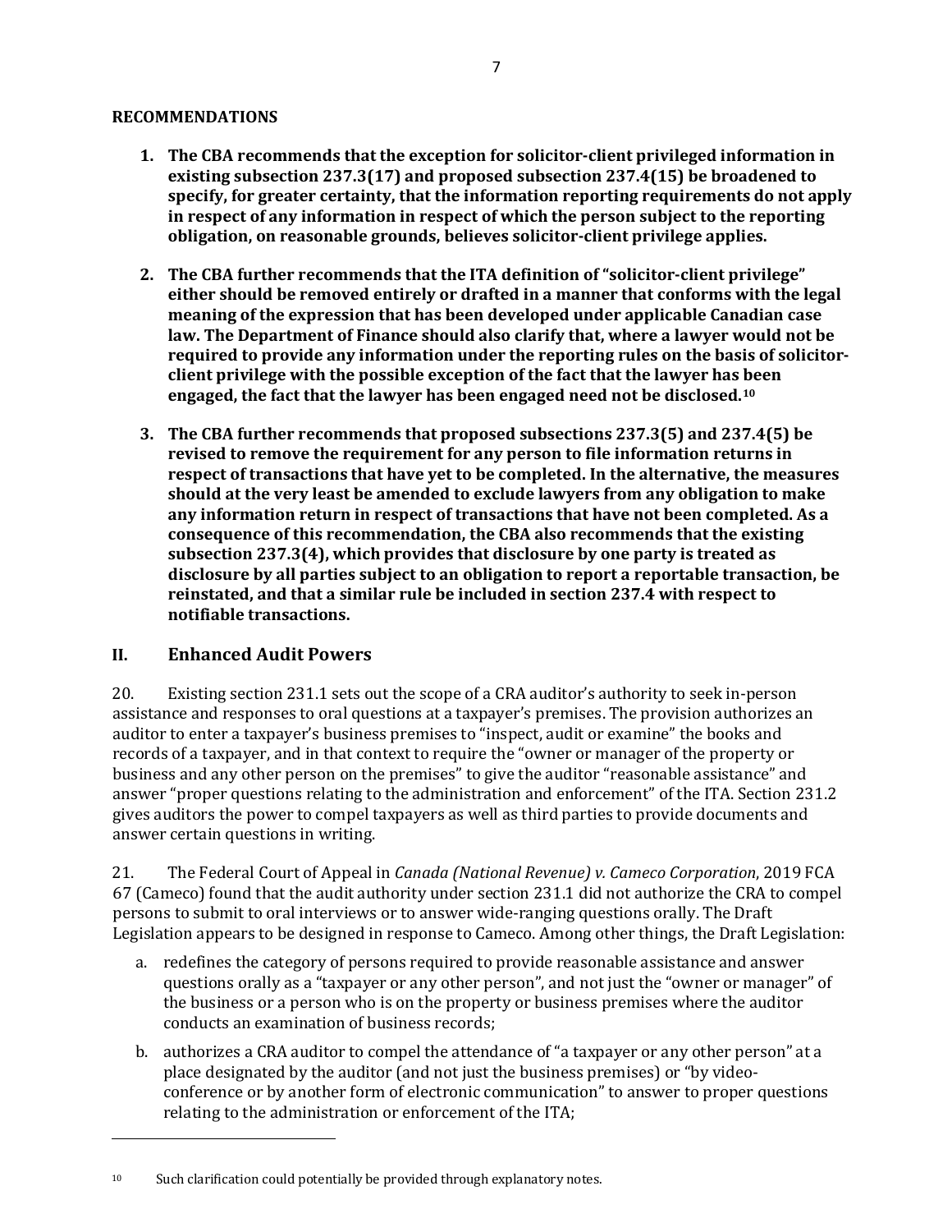**RECOMMENDATIONS**

1. **The CBA recommends that the exception for solicitor-client privileged information in existing subsection 237.3(17) and proposed subsection 237.4(15) be broadened to specify, for greater certainty, that the information reporting requirements do not apply in respect of any information in respect of which the person subject to the reporting obligation, on reasonable grounds, believes solicitor-client privilege applies.**

2. **The CBA further recommends that the ITA definition of "solicitor-client privilege" either should be removed entirely or drafted in a manner that conforms with the legal meaning of the expression that has been developed under applicable Canadian case law. The Department of Finance should also clarify that, where a lawyer would not be required to provide any information under the reporting rules on the basis of solicitor-client privilege with the possible exception of the fact that the lawyer has been engaged, the fact that the lawyer has been engaged need not be disclosed.[10]**

3. **The CBA further recommends that proposed subsections 237.3(5) and 237.4(5) be revised to remove the requirement for any person to file information returns in respect of transactions that have yet to be completed. In the alternative, the measures should at the very least be amended to exclude lawyers from any obligation to make any information return in respect of transactions that have not been completed. As a consequence of this recommendation, the CBA also recommends that the existing subsection 237.3(4), which provides that disclosure by one party is treated as disclosure by all parties subject to an obligation to report a reportable transaction, be reinstated, and that a similar rule be included in section 237.4 with respect to notifiable transactions.**

## II. Enhanced Audit Powers

20. Existing section 231.1 sets out the scope of a CRA auditor's authority to seek in-person assistance and responses to oral questions at a taxpayer's premises. The provision authorizes an auditor to enter a taxpayer's business premises to "inspect, audit or examine" the books and records of a taxpayer, and in that context to require the "owner or manager of the property or business and any other person on the premises" to give the auditor "reasonable assistance" and answer "proper questions relating to the administration and enforcement" of the ITA. Section 231.2 gives auditors the power to compel taxpayers as well as third parties to provide documents and answer certain questions in writing.

21. The Federal Court of Appeal in *Canada (National Revenue) v. Cameco Corporation*, 2019 FCA 67 (Cameco) found that the audit authority under section 231.1 did not authorize the CRA to compel persons to submit to oral interviews or to answer wide-ranging questions orally. The Draft Legislation appears to be designed in response to Cameco. Among other things, the Draft Legislation:

a. redefines the category of persons required to provide reasonable assistance and answer questions orally as a "taxpayer or any other person", and not just the "owner or manager" of the business or a person who is on the property or business premises where the auditor conducts an examination of business records;

b. authorizes a CRA auditor to compel the attendance of "a taxpayer or any other person" at a place designated by the auditor (and not just the business premises) or "by video-conference or by another form of electronic communication" to answer to proper questions relating to the administration or enforcement of the ITA;

---

[10] Such clarification could potentially be provided through explanatory notes.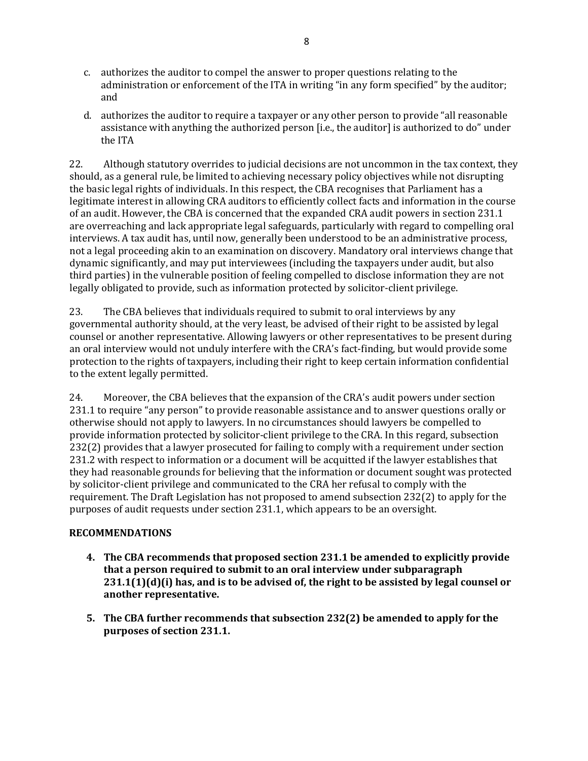c. authorizes the auditor to compel the answer to proper questions relating to the administration or enforcement of the ITA in writing "in any form specified" by the auditor; and

d. authorizes the auditor to require a taxpayer or any other person to provide "all reasonable assistance with anything the authorized person [i.e., the auditor] is authorized to do" under the ITA

22. Although statutory overrides to judicial decisions are not uncommon in the tax context, they should, as a general rule, be limited to achieving necessary policy objectives while not disrupting the basic legal rights of individuals. In this respect, the CBA recognises that Parliament has a legitimate interest in allowing CRA auditors to efficiently collect facts and information in the course of an audit. However, the CBA is concerned that the expanded CRA audit powers in section 231.1 are overreaching and lack appropriate legal safeguards, particularly with regard to compelling oral interviews. A tax audit has, until now, generally been understood to be an administrative process, not a legal proceeding akin to an examination on discovery. Mandatory oral interviews change that dynamic significantly, and may put interviewees (including the taxpayers under audit, but also third parties) in the vulnerable position of feeling compelled to disclose information they are not legally obligated to provide, such as information protected by solicitor-client privilege.

23. The CBA believes that individuals required to submit to oral interviews by any governmental authority should, at the very least, be advised of their right to be assisted by legal counsel or another representative. Allowing lawyers or other representatives to be present during an oral interview would not unduly interfere with the CRA's fact-finding, but would provide some protection to the rights of taxpayers, including their right to keep certain information confidential to the extent legally permitted.

24. Moreover, the CBA believes that the expansion of the CRA's audit powers under section 231.1 to require "any person" to provide reasonable assistance and to answer questions orally or otherwise should not apply to lawyers. In no circumstances should lawyers be compelled to provide information protected by solicitor-client privilege to the CRA. In this regard, subsection 232(2) provides that a lawyer prosecuted for failing to comply with a requirement under section 231.2 with respect to information or a document will be acquitted if the lawyer establishes that they had reasonable grounds for believing that the information or document sought was protected by solicitor-client privilege and communicated to the CRA her refusal to comply with the requirement. The Draft Legislation has not proposed to amend subsection 232(2) to apply for the purposes of audit requests under section 231.1, which appears to be an oversight.

### RECOMMENDATIONS

4. **The CBA recommends that proposed section 231.1 be amended to explicitly provide that a person required to submit to an oral interview under subparagraph 231.1(1)(d)(i) has, and is to be advised of, the right to be assisted by legal counsel or another representative.**

5. **The CBA further recommends that subsection 232(2) be amended to apply for the purposes of section 231.1.**